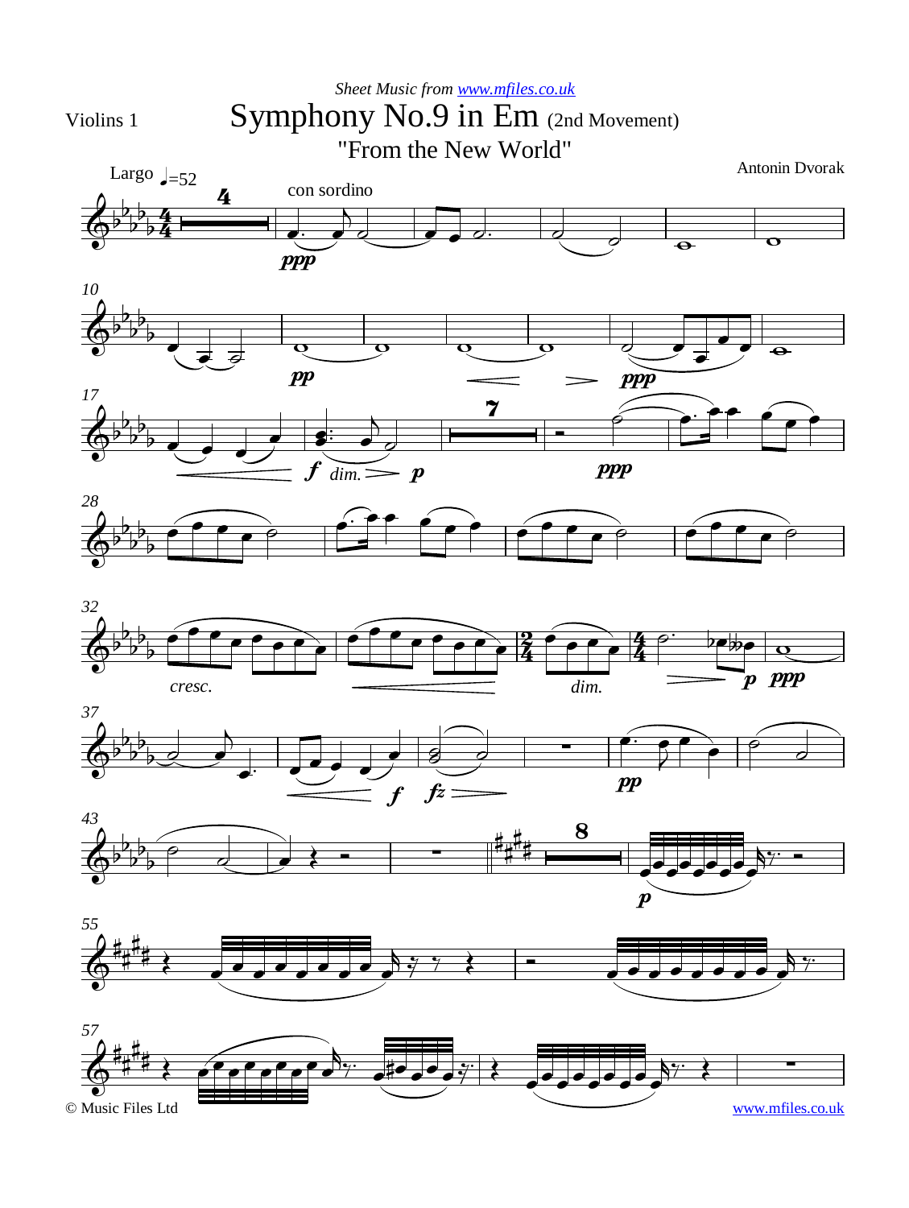Sheet Music from [www.mfiles.co.uk](http://www.mfiles.co.uk)

Violins 1

# Symphony No.9 in Em (2nd Movement)

## "From the New World"

Antonin Dvorak

Largo ♩=52

con sordino

© Music Files Ltd

[www.mfiles.co.uk](http://www.mfiles.co.uk)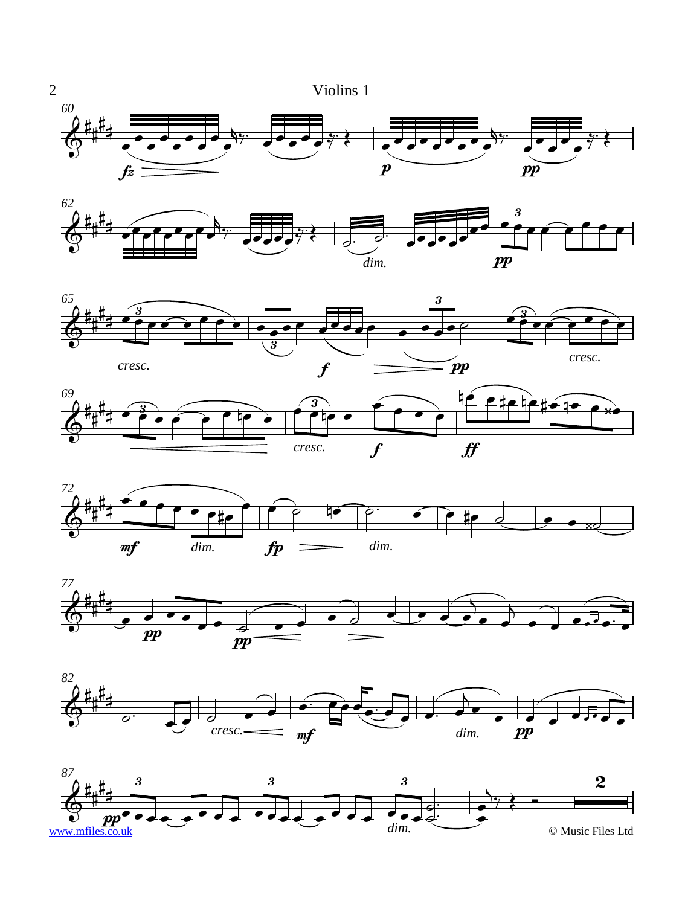# Violins 1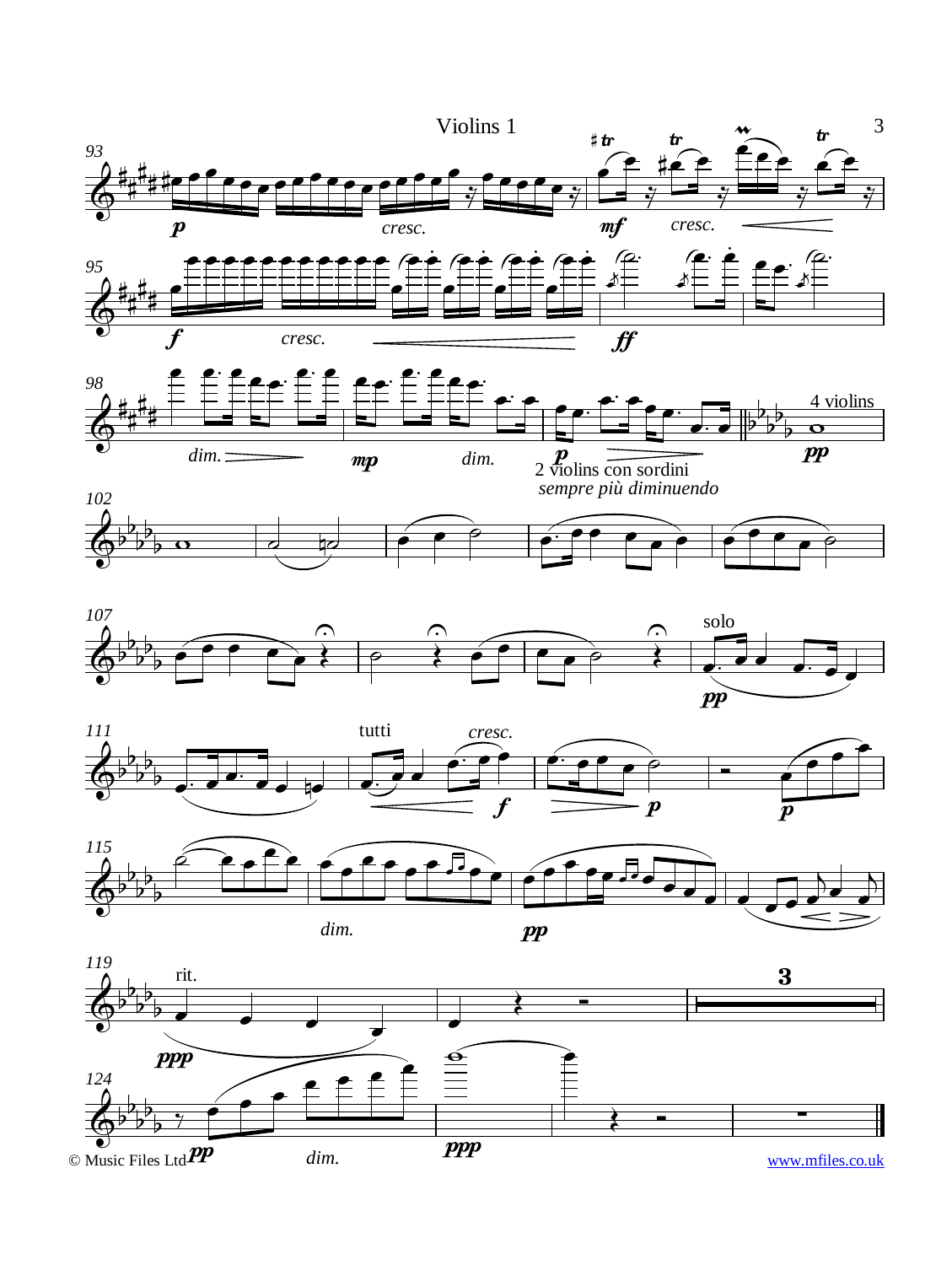4 violins

2 violins con sordini

*sempre più diminuendo*

solo

tutti

rit.

© Music Files Ltd

www.mfiles.co.uk